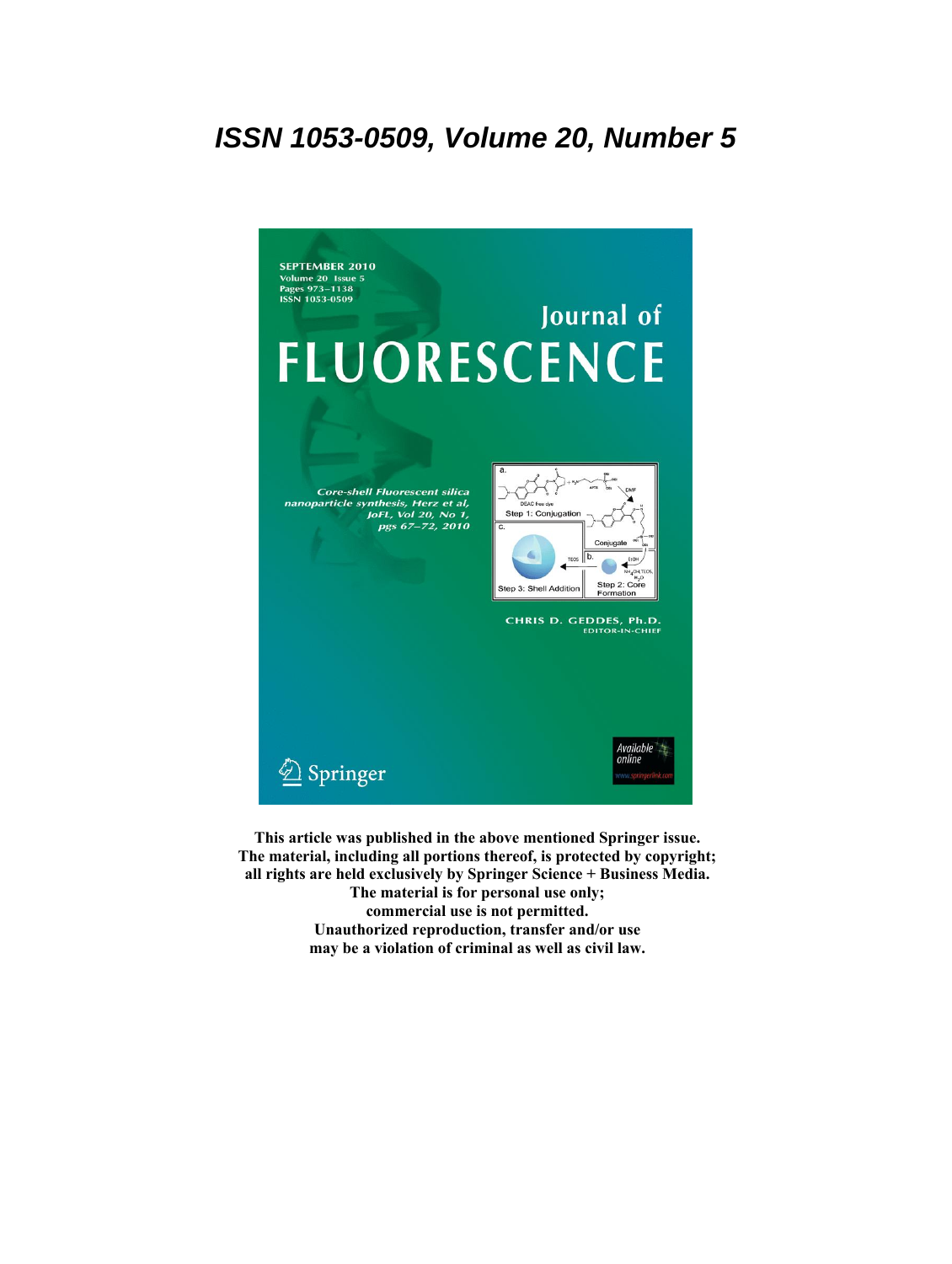***ISSN 1053-0509, Volume 20, Number 5***

SEPTEMBER 2010
Volume 20 Issue 5
Pages 973–1138
ISSN 1053-0509

Journal of
# FLUORESCENCE

*Core-shell Fluorescent silica nanoparticle synthesis, Herz et al, JoFL, Vol 20, No 1, pgs 67–72, 2010*

CHRIS D. GEDDES, Ph.D.
EDITOR-IN-CHIEF

Springer

**This article was published in the above mentioned Springer issue. The material, including all portions thereof, is protected by copyright; all rights are held exclusively by Springer Science + Business Media. The material is for personal use only; commercial use is not permitted. Unauthorized reproduction, transfer and/or use may be a violation of criminal as well as civil law.**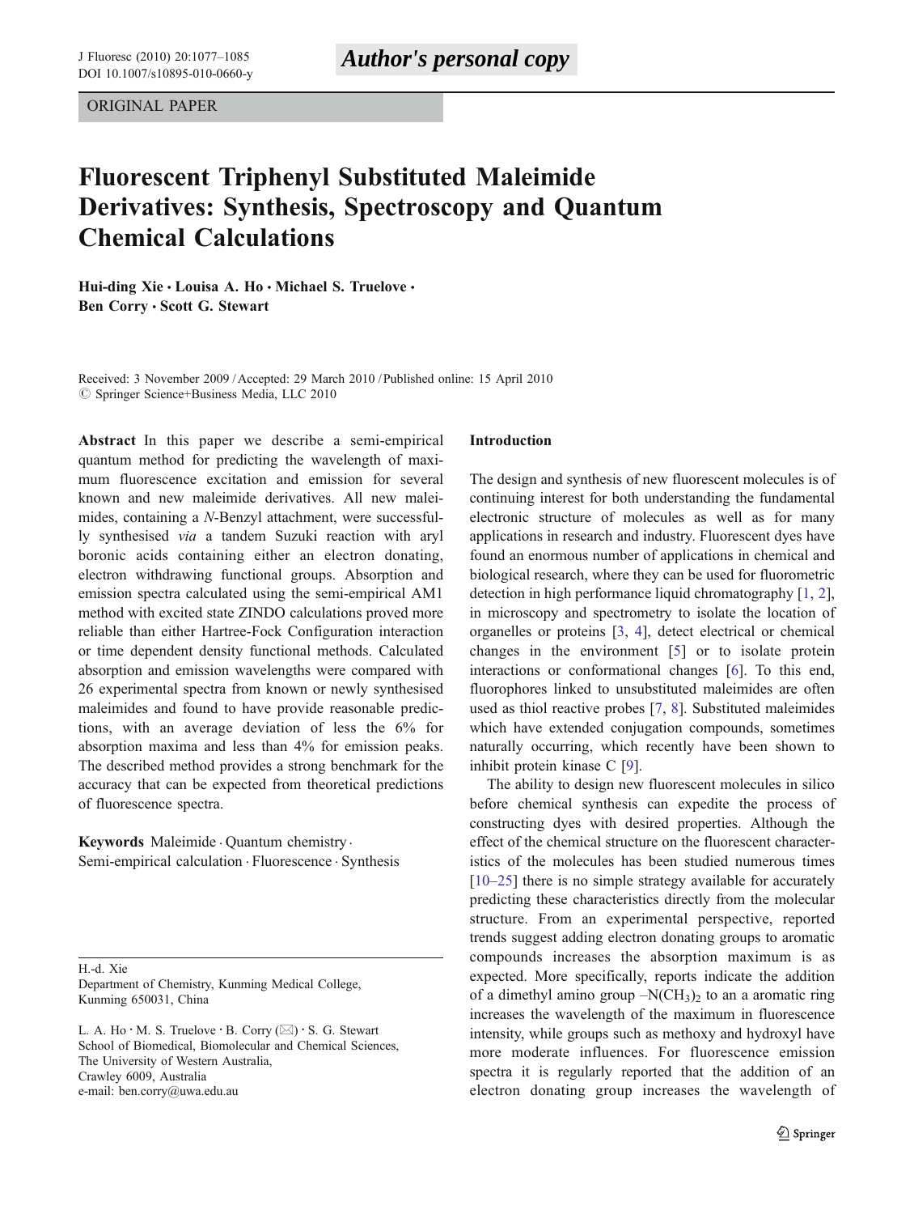ORIGINAL PAPER

# Fluorescent Triphenyl Substituted Maleimide Derivatives: Synthesis, Spectroscopy and Quantum Chemical Calculations

**Hui-ding Xie · Louisa A. Ho · Michael S. Truelove · Ben Corry · Scott G. Stewart**

Received: 3 November 2009 / Accepted: 29 March 2010 / Published online: 15 April 2010
© Springer Science+Business Media, LLC 2010

**Abstract** In this paper we describe a semi-empirical quantum method for predicting the wavelength of maximum fluorescence excitation and emission for several known and new maleimide derivatives. All new maleimides, containing a *N*-Benzyl attachment, were successfully synthesised *via* a tandem Suzuki reaction with aryl boronic acids containing either an electron donating, electron withdrawing functional groups. Absorption and emission spectra calculated using the semi-empirical AM1 method with excited state ZINDO calculations proved more reliable than either Hartree-Fock Configuration interaction or time dependent density functional methods. Calculated absorption and emission wavelengths were compared with 26 experimental spectra from known or newly synthesised maleimides and found to have provide reasonable predictions, with an average deviation of less the 6% for absorption maxima and less than 4% for emission peaks. The described method provides a strong benchmark for the accuracy that can be expected from theoretical predictions of fluorescence spectra.

**Keywords** Maleimide · Quantum chemistry · Semi-empirical calculation · Fluorescence · Synthesis

H.-d. Xie
Department of Chemistry, Kunming Medical College, Kunming 650031, China

L. A. Ho · M. S. Truelove · B. Corry (✉) · S. G. Stewart
School of Biomedical, Biomolecular and Chemical Sciences, The University of Western Australia, Crawley 6009, Australia
e-mail: ben.corry@uwa.edu.au

## Introduction

The design and synthesis of new fluorescent molecules is of continuing interest for both understanding the fundamental electronic structure of molecules as well as for many applications in research and industry. Fluorescent dyes have found an enormous number of applications in chemical and biological research, where they can be used for fluorometric detection in high performance liquid chromatography [1, 2], in microscopy and spectrometry to isolate the location of organelles or proteins [3, 4], detect electrical or chemical changes in the environment [5] or to isolate protein interactions or conformational changes [6]. To this end, fluorophores linked to unsubstituted maleimides are often used as thiol reactive probes [7, 8]. Substituted maleimides which have extended conjugation compounds, sometimes naturally occurring, which recently have been shown to inhibit protein kinase C [9].

The ability to design new fluorescent molecules in silico before chemical synthesis can expedite the process of constructing dyes with desired properties. Although the effect of the chemical structure on the fluorescent characteristics of the molecules has been studied numerous times [10–25] there is no simple strategy available for accurately predicting these characteristics directly from the molecular structure. From an experimental perspective, reported trends suggest adding electron donating groups to aromatic compounds increases the absorption maximum is as expected. More specifically, reports indicate the addition of a dimethyl amino group $-N(CH_3)_2$ to an a aromatic ring increases the wavelength of the maximum in fluorescence intensity, while groups such as methoxy and hydroxyl have more moderate influences. For fluorescence emission spectra it is regularly reported that the addition of an electron donating group increases the wavelength of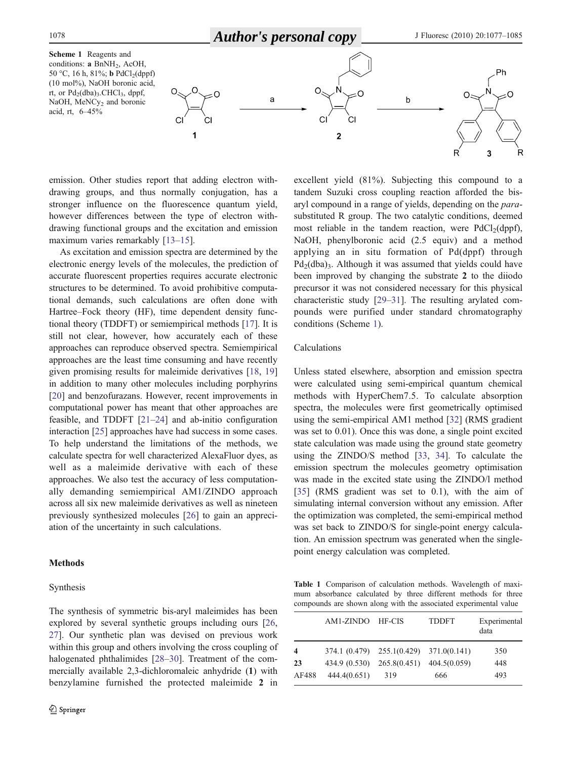**Scheme 1** Reagents and conditions: **a** $BnNH_2$, AcOH, 50 °C, 16 h, 81%; **b** $PdCl_2$(dppf) (10 mol%), NaOH boronic acid, rt, or $Pd_2(dba)_3.CHCl_3$, dppf, NaOH, $MeNCy_2$ and boronic acid, rt, 6–45%

emission. Other studies report that adding electron withdrawing groups, and thus normally conjugation, has a stronger influence on the fluorescence quantum yield, however differences between the type of electron withdrawing functional groups and the excitation and emission maximum varies remarkably [13–15].

As excitation and emission spectra are determined by the electronic energy levels of the molecules, the prediction of accurate fluorescent properties requires accurate electronic structures to be determined. To avoid prohibitive computational demands, such calculations are often done with Hartree–Fock theory (HF), time dependent density functional theory (TDDFT) or semiempirical methods [17]. It is still not clear, however, how accurately each of these approaches can reproduce observed spectra. Semiempirical approaches are the least time consuming and have recently given promising results for maleimide derivatives [18, 19] in addition to many other molecules including porphyrins [20] and benzofurazans. However, recent improvements in computational power has meant that other approaches are feasible, and TDDFT [21–24] and ab-initio configuration interaction [25] approaches have had success in some cases. To help understand the limitations of the methods, we calculate spectra for well characterized AlexaFluor dyes, as well as a maleimide derivative with each of these approaches. We also test the accuracy of less computationally demanding semiempirical AM1/ZINDO approach across all six new maleimide derivatives as well as nineteen previously synthesized molecules [26] to gain an appreciation of the uncertainty in such calculations.

## Methods

### Synthesis

The synthesis of symmetric bis-aryl maleimides has been explored by several synthetic groups including ours [26, 27]. Our synthetic plan was devised on previous work within this group and others involving the cross coupling of halogenated phthalimides [28–30]. Treatment of the commercially available 2,3-dichloromaleic anhydride (**1**) with benzylamine furnished the protected maleimide **2** in excellent yield (81%). Subjecting this compound to a tandem Suzuki cross coupling reaction afforded the bis-aryl compound in a range of yields, depending on the *para*-substituted R group. The two catalytic conditions, deemed most reliable in the tandem reaction, were $PdCl_2$(dppf), NaOH, phenylboronic acid (2.5 equiv) and a method applying an in situ formation of Pd(dppf) through $Pd_2(dba)_3$. Although it was assumed that yields could have been improved by changing the substrate **2** to the diiodo precursor it was not considered necessary for this physical characteristic study [29–31]. The resulting arylated compounds were purified under standard chromatography conditions (Scheme 1).

### Calculations

Unless stated elsewhere, absorption and emission spectra were calculated using semi-empirical quantum chemical methods with HyperChem7.5. To calculate absorption spectra, the molecules were first geometrically optimised using the semi-empirical AM1 method [32] (RMS gradient was set to 0.01). Once this was done, a single point excited state calculation was made using the ground state geometry using the ZINDO/S method [33, 34]. To calculate the emission spectrum the molecules geometry optimisation was made in the excited state using the ZINDO/l method [35] (RMS gradient was set to 0.1), with the aim of simulating internal conversion without any emission. After the optimization was completed, the semi-empirical method was set back to ZINDO/S for single-point energy calculation. An emission spectrum was generated when the single-point energy calculation was completed.

**Table 1** Comparison of calculation methods. Wavelength of maximum absorbance calculated by three different methods for three compounds are shown along with the associated experimental value

| | AM1-ZINDO | HF-CIS | TDDFT | Experimental data |
|---|---|---|---|---|
| **4** | 374.1 (0.479) | 255.1(0.429) | 371.0(0.141) | 350 |
| **23** | 434.9 (0.530) | 265.8(0.451) | 404.5(0.059) | 448 |
| AF488 | 444.4(0.651) | 319 | 666 | 493 |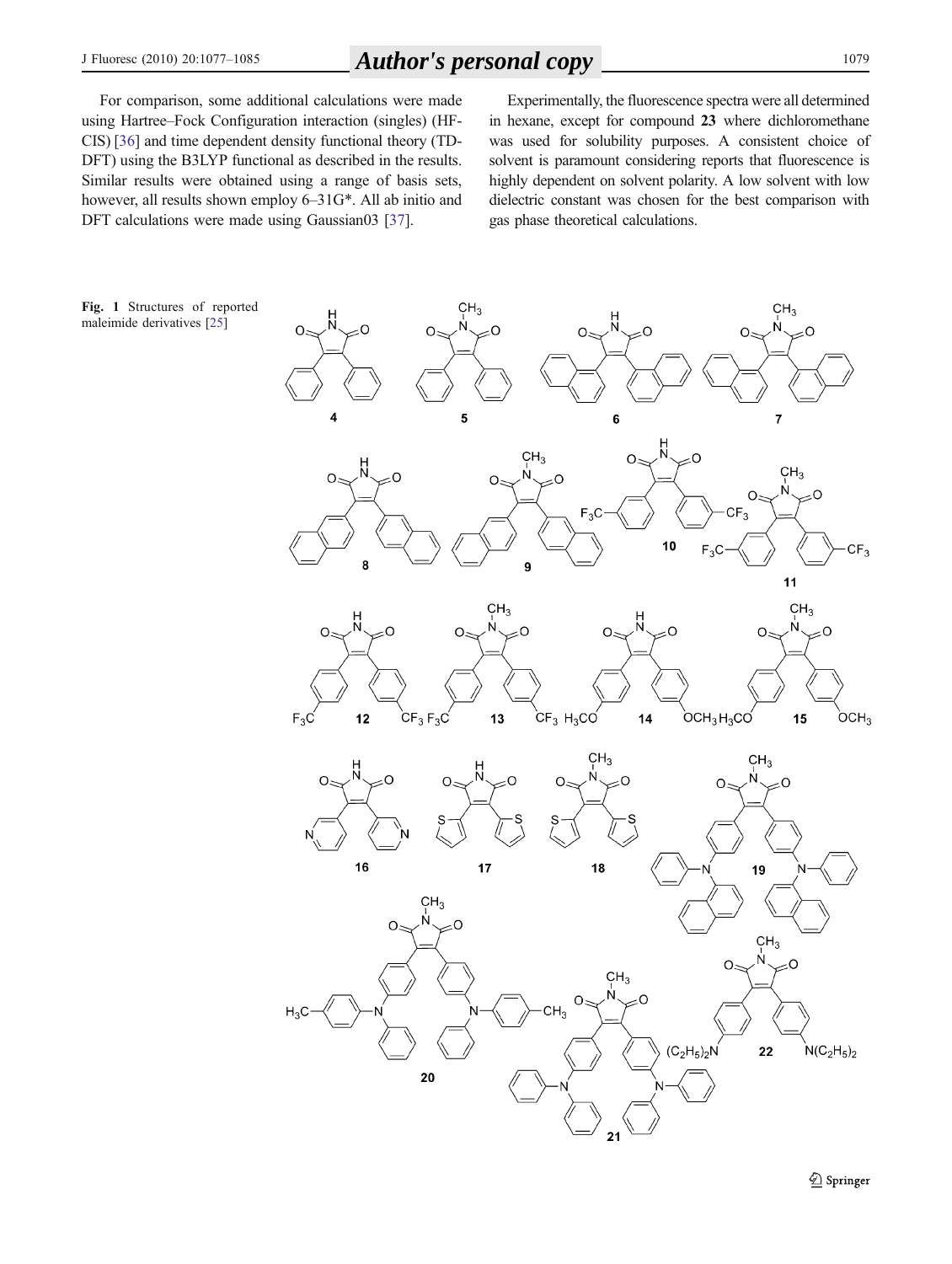For comparison, some additional calculations were made using Hartree–Fock Configuration interaction (singles) (HF-CIS) [36] and time dependent density functional theory (TD-DFT) using the B3LYP functional as described in the results. Similar results were obtained using a range of basis sets, however, all results shown employ 6–31G*. All ab initio and DFT calculations were made using Gaussian03 [37].

Experimentally, the fluorescence spectra were all determined in hexane, except for compound **23** where dichloromethane was used for solubility purposes. A consistent choice of solvent is paramount considering reports that fluorescence is highly dependent on solvent polarity. A low solvent with low dielectric constant was chosen for the best comparison with gas phase theoretical calculations.

**Fig. 1** Structures of reported maleimide derivatives [25]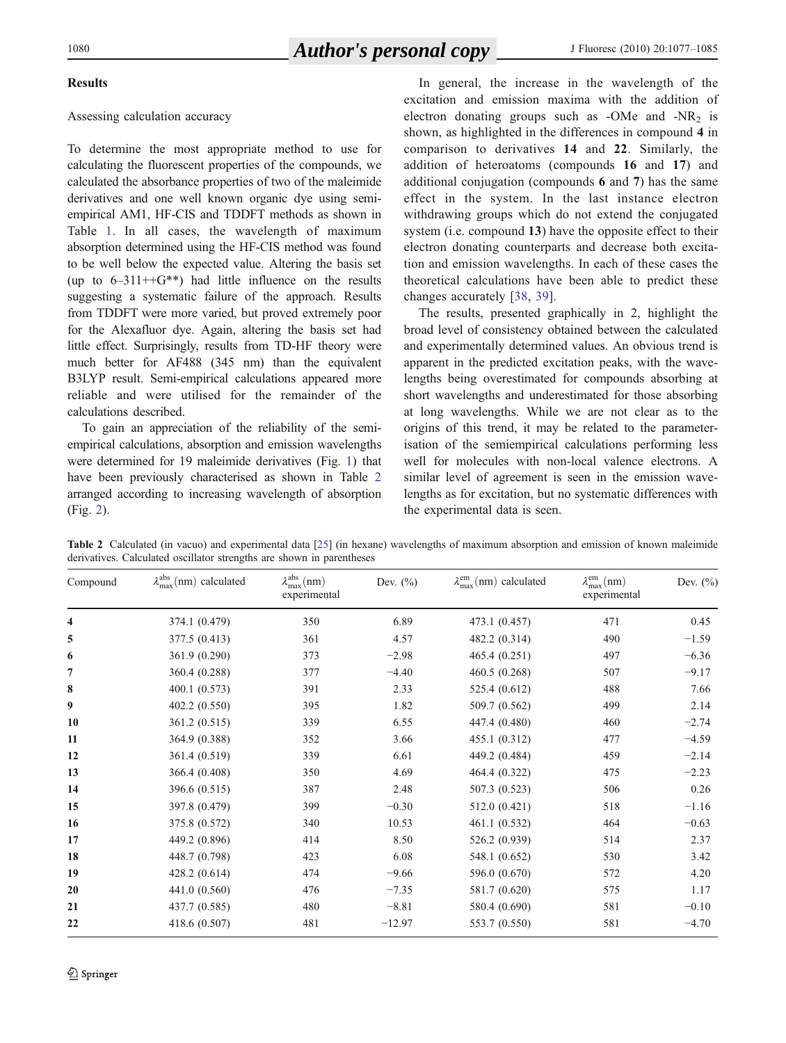## Results

### Assessing calculation accuracy

To determine the most appropriate method to use for calculating the fluorescent properties of the compounds, we calculated the absorbance properties of two of the maleimide derivatives and one well known organic dye using semi-empirical AM1, HF-CIS and TDDFT methods as shown in Table 1. In all cases, the wavelength of maximum absorption determined using the HF-CIS method was found to be well below the expected value. Altering the basis set (up to 6–311++G**) had little influence on the results suggesting a systematic failure of the approach. Results from TDDFT were more varied, but proved extremely poor for the Alexafluor dye. Again, altering the basis set had little effect. Surprisingly, results from TD-HF theory were much better for AF488 (345 nm) than the equivalent B3LYP result. Semi-empirical calculations appeared more reliable and were utilised for the remainder of the calculations described.

To gain an appreciation of the reliability of the semi-empirical calculations, absorption and emission wavelengths were determined for 19 maleimide derivatives (Fig. 1) that have been previously characterised as shown in Table 2 arranged according to increasing wavelength of absorption (Fig. 2).

In general, the increase in the wavelength of the excitation and emission maxima with the addition of electron donating groups such as -OMe and -$NR_2$ is shown, as highlighted in the differences in compound **4** in comparison to derivatives **14** and **22**. Similarly, the addition of heteroatoms (compounds **16** and **17**) and additional conjugation (compounds **6** and **7**) has the same effect in the system. In the last instance electron withdrawing groups which do not extend the conjugated system (i.e. compound **13**) have the opposite effect to their electron donating counterparts and decrease both excitation and emission wavelengths. In each of these cases the theoretical calculations have been able to predict these changes accurately [38, 39].

The results, presented graphically in 2, highlight the broad level of consistency obtained between the calculated and experimentally determined values. An obvious trend is apparent in the predicted excitation peaks, with the wavelengths being overestimated for compounds absorbing at short wavelengths and underestimated for those absorbing at long wavelengths. While we are not clear as to the origins of this trend, it may be related to the parameterisation of the semiempirical calculations performing less well for molecules with non-local valence electrons. A similar level of agreement is seen in the emission wavelengths as for excitation, but no systematic differences with the experimental data is seen.

**Table 2** Calculated (in vacuo) and experimental data [25] (in hexane) wavelengths of maximum absorption and emission of known maleimide derivatives. Calculated oscillator strengths are shown in parentheses

| Compound | $\lambda_{max}^{abs}$ (nm) calculated | $\lambda_{max}^{abs}$ (nm) experimental | Dev. (%) | $\lambda_{max}^{em}$ (nm) calculated | $\lambda_{max}^{em}$ (nm) experimental | Dev. (%) |
|---|---|---|---|---|---|---|
| **4** | 374.1 (0.479) | 350 | 6.89 | 473.1 (0.457) | 471 | 0.45 |
| **5** | 377.5 (0.413) | 361 | 4.57 | 482.2 (0.314) | 490 | −1.59 |
| **6** | 361.9 (0.290) | 373 | −2.98 | 465.4 (0.251) | 497 | −6.36 |
| **7** | 360.4 (0.288) | 377 | −4.40 | 460.5 (0.268) | 507 | −9.17 |
| **8** | 400.1 (0.573) | 391 | 2.33 | 525.4 (0.612) | 488 | 7.66 |
| **9** | 402.2 (0.550) | 395 | 1.82 | 509.7 (0.562) | 499 | 2.14 |
| **10** | 361.2 (0.515) | 339 | 6.55 | 447.4 (0.480) | 460 | −2.74 |
| **11** | 364.9 (0.388) | 352 | 3.66 | 455.1 (0.312) | 477 | −4.59 |
| **12** | 361.4 (0.519) | 339 | 6.61 | 449.2 (0.484) | 459 | −2.14 |
| **13** | 366.4 (0.408) | 350 | 4.69 | 464.4 (0.322) | 475 | −2.23 |
| **14** | 396.6 (0.515) | 387 | 2.48 | 507.3 (0.523) | 506 | 0.26 |
| **15** | 397.8 (0.479) | 399 | −0.30 | 512.0 (0.421) | 518 | −1.16 |
| **16** | 375.8 (0.572) | 340 | 10.53 | 461.1 (0.532) | 464 | −0.63 |
| **17** | 449.2 (0.896) | 414 | 8.50 | 526.2 (0.939) | 514 | 2.37 |
| **18** | 448.7 (0.798) | 423 | 6.08 | 548.1 (0.652) | 530 | 3.42 |
| **19** | 428.2 (0.614) | 474 | −9.66 | 596.0 (0.670) | 572 | 4.20 |
| **20** | 441.0 (0.560) | 476 | −7.35 | 581.7 (0.620) | 575 | 1.17 |
| **21** | 437.7 (0.585) | 480 | −8.81 | 580.4 (0.690) | 581 | −0.10 |
| **22** | 418.6 (0.507) | 481 | −12.97 | 553.7 (0.550) | 581 | −4.70 |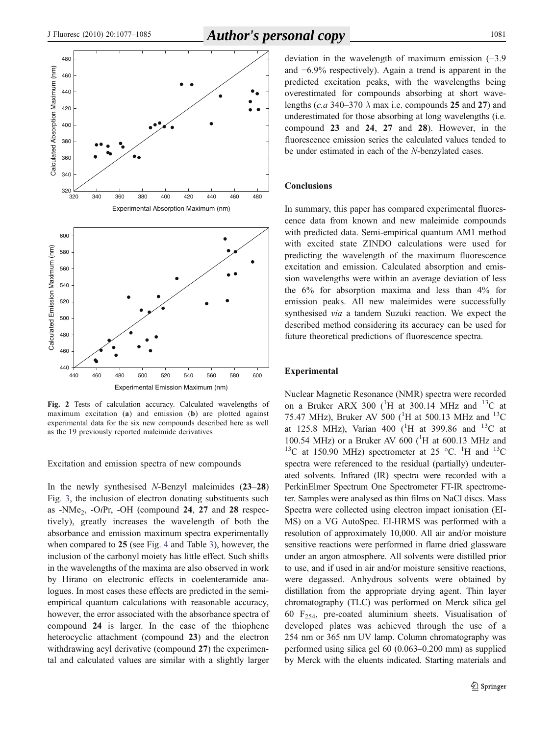Fig. 2 Tests of calculation accuracy. Calculated wavelengths of maximum excitation (**a**) and emission (**b**) are plotted against experimental data for the six new compounds described here as well as the 19 previously reported maleimide derivatives

Excitation and emission spectra of new compounds

In the newly synthesised *N*-Benzyl maleimides (**23**–**28**) Fig. 3, the inclusion of electron donating substituents such as -$NMe_2$, -O*i*Pr, -OH (compound **24**, **27** and **28** respectively), greatly increases the wavelength of both the absorbance and emission maximum spectra experimentally when compared to **25** (see Fig. 4 and Table 3), however, the inclusion of the carbonyl moiety has little effect. Such shifts in the wavelengths of the maxima are also observed in work by Hirano on electronic effects in coelenteramide analogues. In most cases these effects are predicted in the semi-empirical quantum calculations with reasonable accuracy, however, the error associated with the absorbance spectra of compound **24** is larger. In the case of the thiophene heterocyclic attachment (compound **23**) and the electron withdrawing acyl derivative (compound **27**) the experimental and calculated values are similar with a slightly larger deviation in the wavelength of maximum emission (−3.9 and −6.9% respectively). Again a trend is apparent in the predicted excitation peaks, with the wavelengths being overestimated for compounds absorbing at short wavelengths (*c.a* 340–370 λ max i.e. compounds **25** and **27**) and underestimated for those absorbing at long wavelengths (i.e. compound **23** and **24**, **27** and **28**). However, in the fluorescence emission series the calculated values tended to be under estimated in each of the *N*-benzylated cases.

## Conclusions

In summary, this paper has compared experimental fluorescence data from known and new maleimide compounds with predicted data. Semi-empirical quantum AM1 method with excited state ZINDO calculations were used for predicting the wavelength of the maximum fluorescence excitation and emission. Calculated absorption and emission wavelengths were within an average deviation of less the 6% for absorption maxima and less than 4% for emission peaks. All new maleimides were successfully synthesised *via* a tandem Suzuki reaction. We expect the described method considering its accuracy can be used for future theoretical predictions of fluorescence spectra.

## Experimental

Nuclear Magnetic Resonance (NMR) spectra were recorded on a Bruker ARX 300 ($^{1}H$ at 300.14 MHz and $^{13}C$ at 75.47 MHz), Bruker AV 500 ($^{1}H$ at 500.13 MHz and $^{13}C$ at 125.8 MHz), Varian 400 ($^{1}H$ at 399.86 and $^{13}C$ at 100.54 MHz) or a Bruker AV 600 ($^{1}H$ at 600.13 MHz and $^{13}C$ at 150.90 MHz) spectrometer at 25 °C. $^{1}H$ and $^{13}C$ spectra were referenced to the residual (partially) undeuterated solvents. Infrared (IR) spectra were recorded with a PerkinElmer Spectrum One Spectrometer FT-IR spectrometer. Samples were analysed as thin films on NaCl discs. Mass Spectra were collected using electron impact ionisation (EI-MS) on a VG AutoSpec. EI-HRMS was performed with a resolution of approximately 10,000. All air and/or moisture sensitive reactions were performed in flame dried glassware under an argon atmosphere. All solvents were distilled prior to use, and if used in air and/or moisture sensitive reactions, were degassed. Anhydrous solvents were obtained by distillation from the appropriate drying agent. Thin layer chromatography (TLC) was performed on Merck silica gel 60 $F_{254}$, pre-coated aluminium sheets. Visualisation of developed plates was achieved through the use of a 254 nm or 365 nm UV lamp. Column chromatography was performed using silica gel 60 (0.063–0.200 mm) as supplied by Merck with the eluents indicated. Starting materials and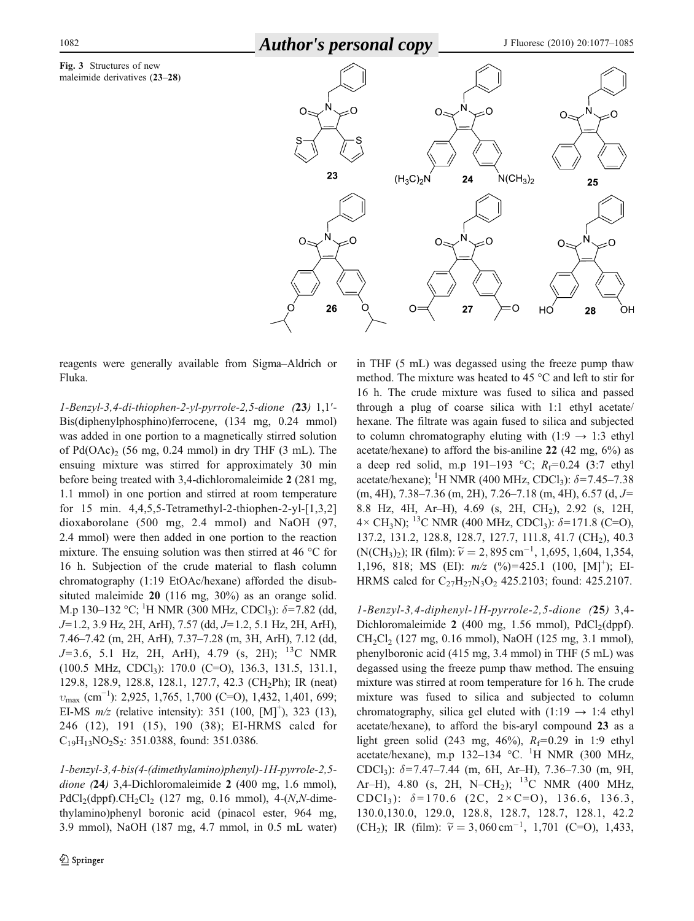**Fig. 3** Structures of new maleimide derivatives (**23**–**28**)

reagents were generally available from Sigma–Aldrich or Fluka.

*1-Benzyl-3,4-di-thiophen-2-yl-pyrrole-2,5-dione (***23***)* 1,1′-Bis(diphenylphosphino)ferrocene, (134 mg, 0.24 mmol) was added in one portion to a magnetically stirred solution of $Pd(OAc)_2$ (56 mg, 0.24 mmol) in dry THF (3 mL). The ensuing mixture was stirred for approximately 30 min before being treated with 3,4-dichloromaleimide **2** (281 mg, 1.1 mmol) in one portion and stirred at room temperature for 15 min. 4,4,5,5-Tetramethyl-2-thiophen-2-yl-[1,3,2] dioxaborolane (500 mg, 2.4 mmol) and NaOH (97, 2.4 mmol) were then added in one portion to the reaction mixture. The ensuing solution was then stirred at 46 °C for 16 h. Subjection of the crude material to flash column chromatography (1:19 EtOAc/hexane) afforded the disubsituted maleimide **20** (116 mg, 30%) as an orange solid. M.p 130–132 °C; $^1$H NMR (300 MHz, $CDCl_3$): $\delta$=7.82 (dd, $J$=1.2, 3.9 Hz, 2H, ArH), 7.57 (dd, $J$=1.2, 5.1 Hz, 2H, ArH), 7.46–7.42 (m, 2H, ArH), 7.37–7.28 (m, 3H, ArH), 7.12 (dd, $J$=3.6, 5.1 Hz, 2H, ArH), 4.79 (s, 2H); $^{13}$C NMR (100.5 MHz, $CDCl_3$): 170.0 (C=O), 136.3, 131.5, 131.1, 129.8, 128.9, 128.8, 128.1, 127.7, 42.3 ($CH_2$Ph); IR (neat) $\upsilon_{max}$ (cm$^{-1}$): 2,925, 1,765, 1,700 (C=O), 1,432, 1,401, 699; EI-MS $m/z$ (relative intensity): 351 (100, [M]$^+$), 323 (13), 246 (12), 191 (15), 190 (38); EI-HRMS calcd for $C_{19}H_{13}NO_2S_2$: 351.0388, found: 351.0386.

*1-benzyl-3,4-bis(4-(dimethylamino)phenyl)-1H-pyrrole-2,5-dione (***24***)* 3,4-Dichloromaleimide **2** (400 mg, 1.6 mmol), $PdCl_2$(dppf).$CH_2Cl_2$ (127 mg, 0.16 mmol), 4-($N$,$N$-dimethylamino)phenyl boronic acid (pinacol ester, 964 mg, 3.9 mmol), NaOH (187 mg, 4.7 mmol, in 0.5 mL water) in THF (5 mL) was degassed using the freeze pump thaw method. The mixture was heated to 45 °C and left to stir for 16 h. The crude mixture was fused to silica and passed through a plug of coarse silica with 1:1 ethyl acetate/hexane. The filtrate was again fused to silica and subjected to column chromatography eluting with (1:9 → 1:3 ethyl acetate/hexane) to afford the bis-aniline **22** (42 mg, 6%) as a deep red solid, m.p 191–193 °C; $R_f$=0.24 (3:7 ethyl acetate/hexane); $^1$H NMR (400 MHz, $CDCl_3$): $\delta$=7.45–7.38 (m, 4H), 7.38–7.36 (m, 2H), 7.26–7.18 (m, 4H), 6.57 (d, $J$=8.8 Hz, 4H, Ar–H), 4.69 (s, 2H, $CH_2$), 2.92 (s, 12H, 4× $CH_3$N); $^{13}$C NMR (400 MHz, $CDCl_3$): $\delta$=171.8 (C=O), 137.2, 131.2, 128.8, 128.7, 127.7, 111.8, 41.7 ($CH_2$), 40.3 ($N(CH_3)_2$); IR (film): $\widetilde{\nu} = 2,895\,\mathrm{cm}^{-1}$, 1,695, 1,604, 1,354, 1,196, 818; MS (EI): $m/z$ (%)=425.1 (100, [M]$^+$); EI-HRMS calcd for $C_{27}H_{27}N_3O_2$ 425.2103; found: 425.2107.

*1-Benzyl-3,4-diphenyl-1H-pyrrole-2,5-dione (***25***)* 3,4-Dichloromaleimide **2** (400 mg, 1.56 mmol), $PdCl_2$(dppf). $CH_2Cl_2$ (127 mg, 0.16 mmol), NaOH (125 mg, 3.1 mmol), phenylboronic acid (415 mg, 3.4 mmol) in THF (5 mL) was degassed using the freeze pump thaw method. The ensuing mixture was stirred at room temperature for 16 h. The crude mixture was fused to silica and subjected to column chromatography, silica gel eluted with (1:19 → 1:4 ethyl acetate/hexane), to afford the bis-aryl compound **23** as a light green solid (243 mg, 46%), $R_f$=0.29 in 1:9 ethyl acetate/hexane), m.p 132–134 °C. $^1$H NMR (300 MHz, $CDCl_3$): $\delta$=7.47–7.44 (m, 6H, Ar–H), 7.36–7.30 (m, 9H, Ar–H), 4.80 (s, 2H, N–$CH_2$); $^{13}$C NMR (400 MHz, $CDCl_3$): $\delta$=170.6 (2C, 2×C=O), 136.6, 136.3, 130.0,130.0, 129.0, 128.8, 128.7, 128.7, 128.1, 42.2 ($CH_2$); IR (film): $\widetilde{\nu} = 3,060\,\mathrm{cm}^{-1}$, 1,701 (C=O), 1,433,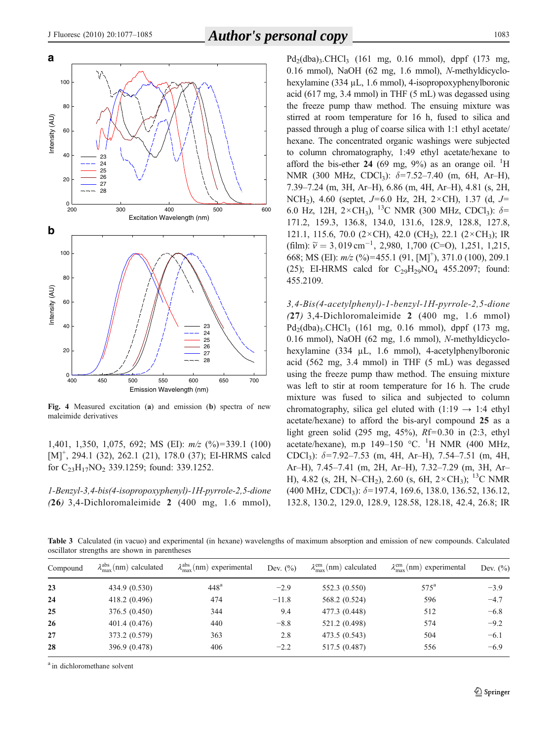Fig. 4 Measured excitation (**a**) and emission (**b**) spectra of new maleimide derivatives

1,401, 1,350, 1,075, 692; MS (EI): *m/z* (%)=339.1 (100) $[M]^+$, 294.1 (32), 262.1 (21), 178.0 (37); EI-HRMS calcd for $C_{23}H_{17}NO_2$ 339.1259; found: 339.1252.

*1-Benzyl-3,4-bis(4-isopropoxyphenyl)-1H-pyrrole-2,5-dione (***26***)* 3,4-Dichloromaleimide **2** (400 mg, 1.6 mmol), $Pd_2(dba)_3.CHCl_3$ (161 mg, 0.16 mmol), dppf (173 mg, 0.16 mmol), NaOH (62 mg, 1.6 mmol), *N*-methyldicyclohexylamine (334 µL, 1.6 mmol), 4-isopropoxyphenylboronic acid (617 mg, 3.4 mmol) in THF (5 mL) was degassed using the freeze pump thaw method. The ensuing mixture was stirred at room temperature for 16 h, fused to silica and passed through a plug of coarse silica with 1:1 ethyl acetate/hexane. The concentrated organic washings were subjected to column chromatography, 1:49 ethyl acetate/hexane to afford the bis-ether **24** (69 mg, 9%) as an orange oil. $^1$H NMR (300 MHz, $CDCl_3$): $\delta$=7.52–7.40 (m, 6H, Ar–H), 7.39–7.24 (m, 3H, Ar–H), 6.86 (m, 4H, Ar–H), 4.81 (s, 2H, $NCH_2$), 4.60 (septet, $J$=6.0 Hz, 2H, 2×CH), 1.37 (d, $J$=6.0 Hz, 12H, 2×$CH_3$), $^{13}$C NMR (300 MHz, $CDCl_3$): $\delta$=171.2, 159.3, 136.8, 134.0, 131.6, 128.9, 128.8, 127.8, 121.1, 115.6, 70.0 (2×CH), 42.0 ($CH_2$), 22.1 (2×$CH_3$); IR (film): $\tilde{\nu}$ = 3,019 cm$^{-1}$, 2,980, 1,700 (C=O), 1,251, 1,215, 668; MS (EI): *m/z* (%)=455.1 (91, $[M]^+$), 371.0 (100), 209.1 (25); EI-HRMS calcd for $C_{29}H_{29}NO_4$ 455.2097; found: 455.2109.

*3,4-Bis(4-acetylphenyl)-1-benzyl-1H-pyrrole-2,5-dione (***27***)* 3,4-Dichloromaleimide **2** (400 mg, 1.6 mmol) $Pd_2(dba)_3.CHCl_3$ (161 mg, 0.16 mmol), dppf (173 mg, 0.16 mmol), NaOH (62 mg, 1.6 mmol), *N*-methyldicyclohexylamine (334 µL, 1.6 mmol), 4-acetylphenylboronic acid (562 mg, 3.4 mmol) in THF (5 mL) was degassed using the freeze pump thaw method. The ensuing mixture was left to stir at room temperature for 16 h. The crude mixture was fused to silica and subjected to column chromatography, silica gel eluted with (1:19 → 1:4 ethyl acetate/hexane) to afford the bis-aryl compound **25** as a light green solid (295 mg, 45%), *Rf*=0.30 in (2:3, ethyl acetate/hexane), m.p 149–150 °C. $^1$H NMR (400 MHz, $CDCl_3$): $\delta$=7.92–7.53 (m, 4H, Ar–H), 7.54–7.51 (m, 4H, Ar–H), 7.45–7.41 (m, 2H, Ar–H), 7.32–7.29 (m, 3H, Ar–H), 4.82 (s, 2H, N–$CH_2$), 2.60 (s, 6H, 2×$CH_3$); $^{13}$C NMR (400 MHz, $CDCl_3$): $\delta$=197.4, 169.6, 138.0, 136.52, 136.12, 132.8, 130.2, 129.0, 128.9, 128.58, 128.18, 42.4, 26.8; IR

**Table 3** Calculated (in vacuo) and experimental (in hexane) wavelengths of maximum absorption and emission of new compounds. Calculated oscillator strengths are shown in parentheses

| Compound | $\lambda_{max}^{abs}$ (nm) calculated | $\lambda_{max}^{abs}$ (nm) experimental | Dev. (%) | $\lambda_{max}^{em}$ (nm) calculated | $\lambda_{max}^{em}$ (nm) experimental | Dev. (%) |
|---|---|---|---|---|---|---|
| **23** | 434.9 (0.530) | 448[a] | −2.9 | 552.3 (0.550) | 575[a] | −3.9 |
| **24** | 418.2 (0.496) | 474 | −11.8 | 568.2 (0.524) | 596 | −4.7 |
| **25** | 376.5 (0.450) | 344 | 9.4 | 477.3 (0.448) | 512 | −6.8 |
| **26** | 401.4 (0.476) | 440 | −8.8 | 521.2 (0.498) | 574 | −9.2 |
| **27** | 373.2 (0.579) | 363 | 2.8 | 473.5 (0.543) | 504 | −6.1 |
| **28** | 396.9 (0.478) | 406 | −2.2 | 517.5 (0.487) | 556 | −6.9 |

[a] in dichloromethane solvent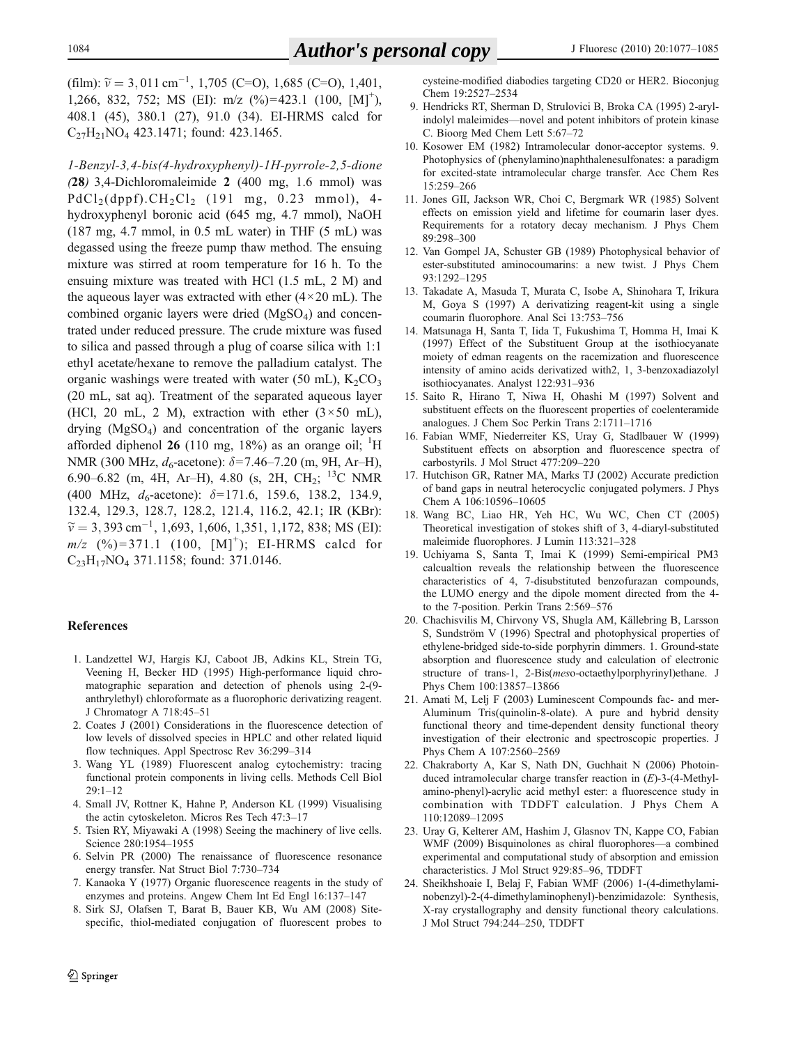(film): $\tilde{\nu} = 3,011\,\text{cm}^{-1}$, 1,705 (C=O), 1,685 (C=O), 1,401, 1,266, 832, 752; MS (EI): m/z (%)=423.1 (100, $[M]^+$), 408.1 (45), 380.1 (27), 91.0 (34). EI-HRMS calcd for $C_{27}H_{21}NO_4$ 423.1471; found: 423.1465.

*1-Benzyl-3,4-bis(4-hydroxyphenyl)-1H-pyrrole-2,5-dione (***28***)* 3,4-Dichloromaleimide **2** (400 mg, 1.6 mmol) was $PdCl_2(dppf).CH_2Cl_2$ (191 mg, 0.23 mmol), 4-hydroxyphenyl boronic acid (645 mg, 4.7 mmol), NaOH (187 mg, 4.7 mmol, in 0.5 mL water) in THF (5 mL) was degassed using the freeze pump thaw method. The ensuing mixture was stirred at room temperature for 16 h. To the ensuing mixture was treated with HCl (1.5 mL, 2 M) and the aqueous layer was extracted with ether (4×20 mL). The combined organic layers were dried ($MgSO_4$) and concentrated under reduced pressure. The crude mixture was fused to silica and passed through a plug of coarse silica with 1:1 ethyl acetate/hexane to remove the palladium catalyst. The organic washings were treated with water (50 mL), $K_2CO_3$ (20 mL, sat aq). Treatment of the separated aqueous layer (HCl, 20 mL, 2 M), extraction with ether (3×50 mL), drying ($MgSO_4$) and concentration of the organic layers afforded diphenol **26** (110 mg, 18%) as an orange oil; $^1$H NMR (300 MHz, $d_6$-acetone): $\delta$=7.46–7.20 (m, 9H, Ar–H), 6.90–6.82 (m, 4H, Ar–H), 4.80 (s, 2H, $CH_2$; $^{13}$C NMR (400 MHz, $d_6$-acetone): $\delta$=171.6, 159.6, 138.2, 134.9, 132.4, 129.3, 128.7, 128.2, 121.4, 116.2, 42.1; IR (KBr): $\tilde{\nu} = 3,393\,\text{cm}^{-1}$, 1,693, 1,606, 1,351, 1,172, 838; MS (EI): *m/z* (%)=371.1 (100, $[M]^+$); EI-HRMS calcd for $C_{23}H_{17}NO_4$ 371.1158; found: 371.0146.

## References

1. Landzettel WJ, Hargis KJ, Caboot JB, Adkins KL, Strein TG, Veening H, Becker HD (1995) High-performance liquid chromatographic separation and detection of phenols using 2-(9-anthrylethyl) chloroformate as a fluorophoric derivatizing reagent. J Chromatogr A 718:45–51
2. Coates J (2001) Considerations in the fluorescence detection of low levels of dissolved species in HPLC and other related liquid flow techniques. Appl Spectrosc Rev 36:299–314
3. Wang YL (1989) Fluorescent analog cytochemistry: tracing functional protein components in living cells. Methods Cell Biol 29:1–12
4. Small JV, Rottner K, Hahne P, Anderson KL (1999) Visualising the actin cytoskeleton. Micros Res Tech 47:3–17
5. Tsien RY, Miyawaki A (1998) Seeing the machinery of live cells. Science 280:1954–1955
6. Selvin PR (2000) The renaissance of fluorescence resonance energy transfer. Nat Struct Biol 7:730–734
7. Kanaoka Y (1977) Organic fluorescence reagents in the study of enzymes and proteins. Angew Chem Int Ed Engl 16:137–147
8. Sirk SJ, Olafsen T, Barat B, Bauer KB, Wu AM (2008) Site-specific, thiol-mediated conjugation of fluorescent probes to cysteine-modified diabodies targeting CD20 or HER2. Bioconjug Chem 19:2527–2534
9. Hendricks RT, Sherman D, Strulovici B, Broka CA (1995) 2-aryl-indolyl maleimides—novel and potent inhibitors of protein kinase C. Bioorg Med Chem Lett 5:67–72
10. Kosower EM (1982) Intramolecular donor-acceptor systems. 9. Photophysics of (phenylamino)naphthalenesulfonates: a paradigm for excited-state intramolecular charge transfer. Acc Chem Res 15:259–266
11. Jones GII, Jackson WR, Choi C, Bergmark WR (1985) Solvent effects on emission yield and lifetime for coumarin laser dyes. Requirements for a rotatory decay mechanism. J Phys Chem 89:298–300
12. Van Gompel JA, Schuster GB (1989) Photophysical behavior of ester-substituted aminocoumarins: a new twist. J Phys Chem 93:1292–1295
13. Takadate A, Masuda T, Murata C, Isobe A, Shinohara T, Irikura M, Goya S (1997) A derivatizing reagent-kit using a single coumarin fluorophore. Anal Sci 13:753–756
14. Matsunaga H, Santa T, Iida T, Fukushima T, Homma H, Imai K (1997) Effect of the Substituent Group at the isothiocyanate moiety of edman reagents on the racemization and fluorescence intensity of amino acids derivatized with2, 1, 3-benzoxadiazolyl isothiocyanates. Analyst 122:931–936
15. Saito R, Hirano T, Niwa H, Ohashi M (1997) Solvent and substituent effects on the fluorescent properties of coelenteramide analogues. J Chem Soc Perkin Trans 2:1711–1716
16. Fabian WMF, Niederreiter KS, Uray G, Stadlbauer W (1999) Substituent effects on absorption and fluorescence spectra of carbostyrils. J Mol Struct 477:209–220
17. Hutchison GR, Ratner MA, Marks TJ (2002) Accurate prediction of band gaps in neutral heterocyclic conjugated polymers. J Phys Chem A 106:10596–10605
18. Wang BC, Liao HR, Yeh HC, Wu WC, Chen CT (2005) Theoretical investigation of stokes shift of 3, 4-diaryl-substituted maleimide fluorophores. J Lumin 113:321–328
19. Uchiyama S, Santa T, Imai K (1999) Semi-empirical PM3 calcualtion reveals the relationship between the fluorescence characteristics of 4, 7-disubstituted benzofurazan compounds, the LUMO energy and the dipole moment directed from the 4-to the 7-position. Perkin Trans 2:569–576
20. Chachisvilis M, Chirvony VS, Shugla AM, Källebring B, Larsson S, Sundström V (1996) Spectral and photophysical properties of ethylene-bridged side-to-side porphyrin dimmers. 1. Ground-state absorption and fluorescence study and calculation of electronic structure of trans-1, 2-Bis(*meso*-octaethylporphyrinyl)ethane. J Phys Chem 100:13857–13866
21. Amati M, Lelj F (2003) Luminescent Compounds fac- and mer-Aluminum Tris(quinolin-8-olate). A pure and hybrid density functional theory and time-dependent density functional theory investigation of their electronic and spectroscopic properties. J Phys Chem A 107:2560–2569
22. Chakraborty A, Kar S, Nath DN, Guchhait N (2006) Photoinduced intramolecular charge transfer reaction in (*E*)-3-(4-Methyl-amino-phenyl)-acrylic acid methyl ester: a fluorescence study in combination with TDDFT calculation. J Phys Chem A 110:12089–12095
23. Uray G, Kelterer AM, Hashim J, Glasnov TN, Kappe CO, Fabian WMF (2009) Bisquinolones as chiral fluorophores—a combined experimental and computational study of absorption and emission characteristics. J Mol Struct 929:85–96, TDDFT
24. Sheikhshoaie I, Belaj F, Fabian WMF (2006) 1-(4-dimethylaminobenzyl)-2-(4-dimethylaminophenyl)-benzimidazole: Synthesis, X-ray crystallography and density functional theory calculations. J Mol Struct 794:244–250, TDDFT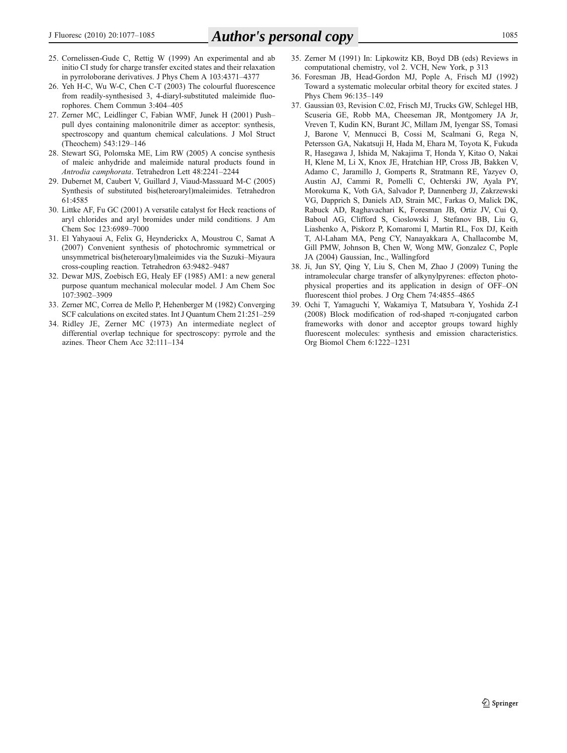25. Cornelissen-Gude C, Rettig W (1999) An experimental and ab initio CI study for charge transfer excited states and their relaxation in pyrroloborane derivatives. J Phys Chem A 103:4371–4377
26. Yeh H-C, Wu W-C, Chen C-T (2003) The colourful fluorescence from readily-synthesised 3, 4-diaryl-substituted maleimide fluorophores. Chem Commun 3:404–405
27. Zerner MC, Leidlinger C, Fabian WMF, Junek H (2001) Push–pull dyes containing malononitrile dimer as acceptor: synthesis, spectroscopy and quantum chemical calculations. J Mol Struct (Theochem) 543:129–146
28. Stewart SG, Polomska ME, Lim RW (2005) A concise synthesis of maleic anhydride and maleimide natural products found in *Antrodia camphorata*. Tetrahedron Lett 48:2241–2244
29. Dubernet M, Caubert V, Guillard J, Viaud-Massuard M-C (2005) Synthesis of substituted bis(heteroaryl)maleimides. Tetrahedron 61:4585
30. Littke AF, Fu GC (2001) A versatile catalyst for Heck reactions of aryl chlorides and aryl bromides under mild conditions. J Am Chem Soc 123:6989–7000
31. El Yahyaoui A, Felix G, Heynderickx A, Moustrou C, Samat A (2007) Convenient synthesis of photochromic symmetrical or unsymmetrical bis(heteroaryl)maleimides via the Suzuki–Miyaura cross-coupling reaction. Tetrahedron 63:9482–9487
32. Dewar MJS, Zoebisch EG, Healy EF (1985) AM1: a new general purpose quantum mechanical molecular model. J Am Chem Soc 107:3902–3909
33. Zerner MC, Correa de Mello P, Hehenberger M (1982) Converging SCF calculations on excited states. Int J Quantum Chem 21:251–259
34. Ridley JE, Zerner MC (1973) An intermediate neglect of differential overlap technique for spectroscopy: pyrrole and the azines. Theor Chem Acc 32:111–134
35. Zerner M (1991) In: Lipkowitz KB, Boyd DB (eds) Reviews in computational chemistry, vol 2. VCH, New York, p 313
36. Foresman JB, Head-Gordon MJ, Pople A, Frisch MJ (1992) Toward a systematic molecular orbital theory for excited states. J Phys Chem 96:135–149
37. Gaussian 03, Revision C.02, Frisch MJ, Trucks GW, Schlegel HB, Scuseria GE, Robb MA, Cheeseman JR, Montgomery JA Jr, Vreven T, Kudin KN, Burant JC, Millam JM, Iyengar SS, Tomasi J, Barone V, Mennucci B, Cossi M, Scalmani G, Rega N, Petersson GA, Nakatsuji H, Hada M, Ehara M, Toyota K, Fukuda R, Hasegawa J, Ishida M, Nakajima T, Honda Y, Kitao O, Nakai H, Klene M, Li X, Knox JE, Hratchian HP, Cross JB, Bakken V, Adamo C, Jaramillo J, Gomperts R, Stratmann RE, Yazyev O, Austin AJ, Cammi R, Pomelli C, Ochterski JW, Ayala PY, Morokuma K, Voth GA, Salvador P, Dannenberg JJ, Zakrzewski VG, Dapprich S, Daniels AD, Strain MC, Farkas O, Malick DK, Rabuck AD, Raghavachari K, Foresman JB, Ortiz JV, Cui Q, Baboul AG, Clifford S, Cioslowski J, Stefanov BB, Liu G, Liashenko A, Piskorz P, Komaromi I, Martin RL, Fox DJ, Keith T, Al-Laham MA, Peng CY, Nanayakkara A, Challacombe M, Gill PMW, Johnson B, Chen W, Wong MW, Gonzalez C, Pople JA (2004) Gaussian, Inc., Wallingford
38. Ji, Jun SY, Qing Y, Liu S, Chen M, Zhao J (2009) Tuning the intramolecular charge transfer of alkynylpyrenes: effecton photophysical properties and its application in design of OFF–ON fluorescent thiol probes. J Org Chem 74:4855–4865
39. Ochi T, Yamaguchi Y, Wakamiya T, Matsubara Y, Yoshida Z-I (2008) Block modification of rod-shaped π-conjugated carbon frameworks with donor and acceptor groups toward highly fluorescent molecules: synthesis and emission characteristics. Org Biomol Chem 6:1222–1231